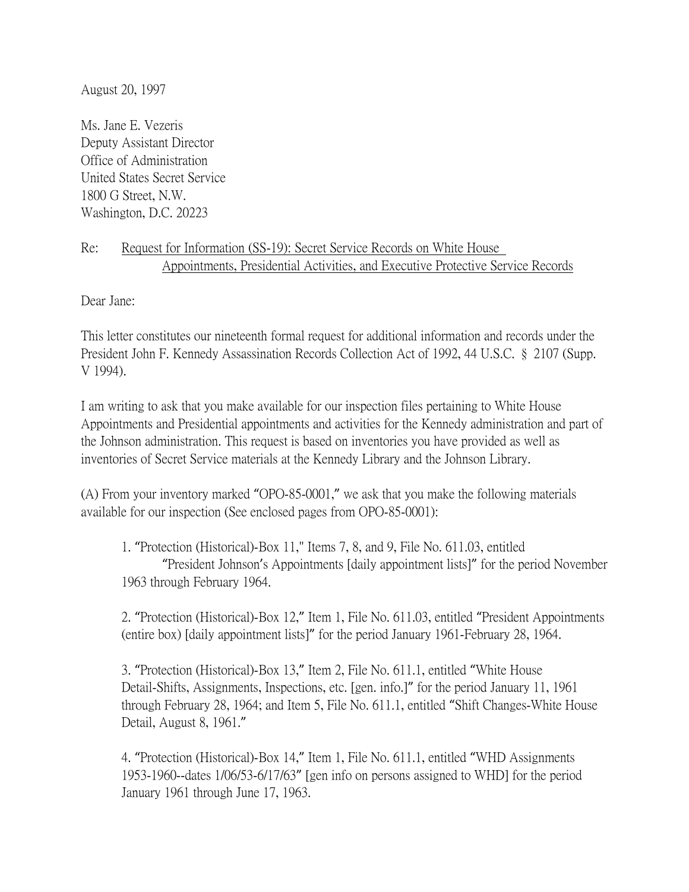August 20, 1997

Ms. Jane E. Vezeris
Deputy Assistant Director
Office of Administration
United States Secret Service
1800 G Street, N.W.
Washington, D.C. 20223

Re: Request for Information (SS-19): Secret Service Records on White House Appointments, Presidential Activities, and Executive Protective Service Records

Dear Jane:

This letter constitutes our nineteenth formal request for additional information and records under the President John F. Kennedy Assassination Records Collection Act of 1992, 44 U.S.C. § 2107 (Supp. V 1994).

I am writing to ask that you make available for our inspection files pertaining to White House Appointments and Presidential appointments and activities for the Kennedy administration and part of the Johnson administration. This request is based on inventories you have provided as well as inventories of Secret Service materials at the Kennedy Library and the Johnson Library.

(A) From your inventory marked "OPO-85-0001," we ask that you make the following materials available for our inspection (See enclosed pages from OPO-85-0001):

1. "Protection (Historical)-Box 11," Items 7, 8, and 9, File No. 611.03, entitled "President Johnson's Appointments [daily appointment lists]" for the period November 1963 through February 1964.

2. "Protection (Historical)-Box 12," Item 1, File No. 611.03, entitled "President Appointments (entire box) [daily appointment lists]" for the period January 1961-February 28, 1964.

3. "Protection (Historical)-Box 13," Item 2, File No. 611.1, entitled "White House Detail-Shifts, Assignments, Inspections, etc. [gen. info.]" for the period January 11, 1961 through February 28, 1964; and Item 5, File No. 611.1, entitled "Shift Changes-White House Detail, August 8, 1961."

4. "Protection (Historical)-Box 14," Item 1, File No. 611.1, entitled "WHD Assignments 1953-1960--dates 1/06/53-6/17/63" [gen info on persons assigned to WHD] for the period January 1961 through June 17, 1963.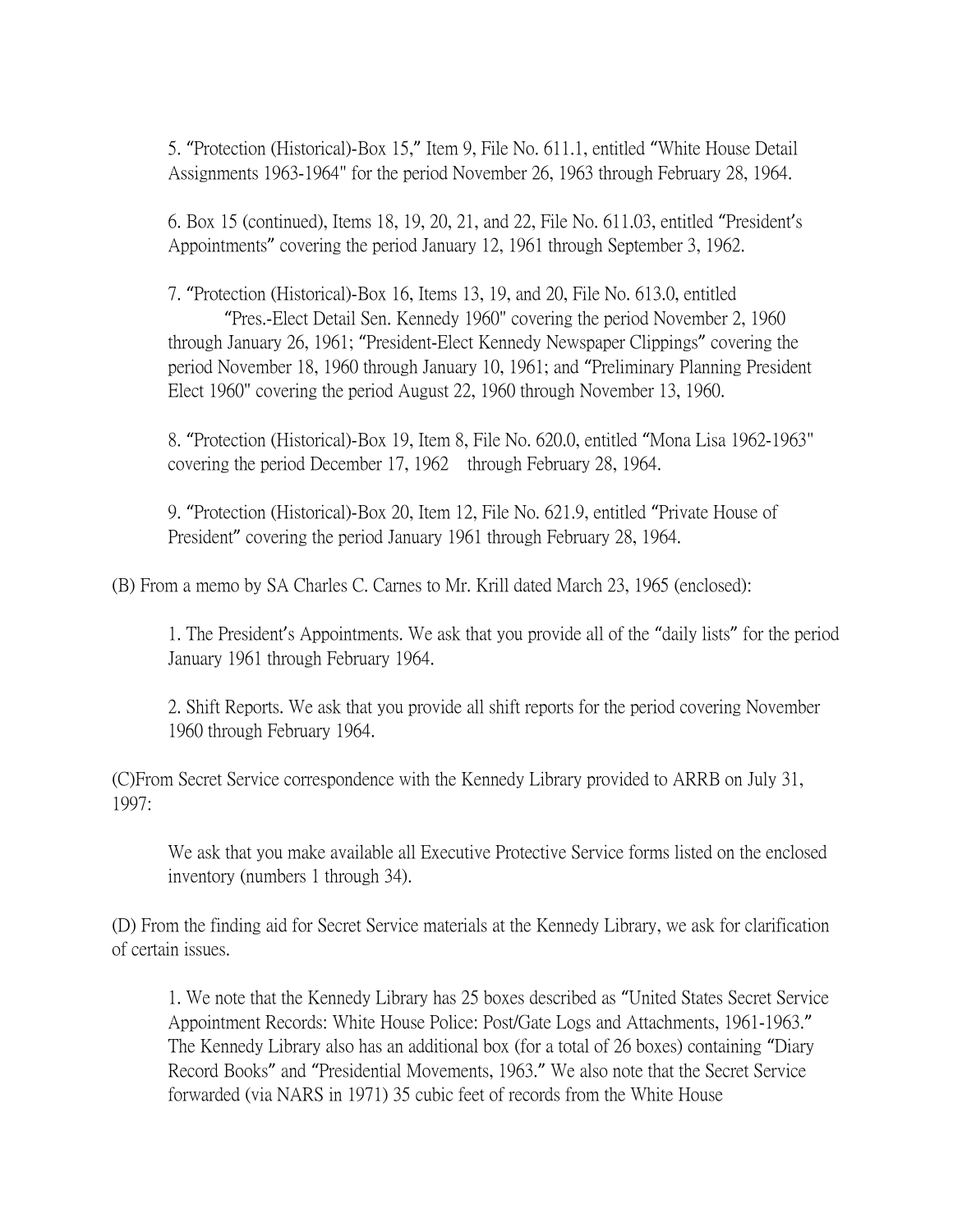5. "Protection (Historical)-Box 15," Item 9, File No. 611.1, entitled "White House Detail Assignments 1963-1964" for the period November 26, 1963 through February 28, 1964.

6. Box 15 (continued), Items 18, 19, 20, 21, and 22, File No. 611.03, entitled "President's Appointments" covering the period January 12, 1961 through September 3, 1962.

7. "Protection (Historical)-Box 16, Items 13, 19, and 20, File No. 613.0, entitled "Pres.-Elect Detail Sen. Kennedy 1960" covering the period November 2, 1960 through January 26, 1961; "President-Elect Kennedy Newspaper Clippings" covering the period November 18, 1960 through January 10, 1961; and "Preliminary Planning President Elect 1960" covering the period August 22, 1960 through November 13, 1960.

8. "Protection (Historical)-Box 19, Item 8, File No. 620.0, entitled "Mona Lisa 1962-1963" covering the period December 17, 1962 through February 28, 1964.

9. "Protection (Historical)-Box 20, Item 12, File No. 621.9, entitled "Private House of President" covering the period January 1961 through February 28, 1964.

(B) From a memo by SA Charles C. Carnes to Mr. Krill dated March 23, 1965 (enclosed):

1. The President's Appointments. We ask that you provide all of the "daily lists" for the period January 1961 through February 1964.

2. Shift Reports. We ask that you provide all shift reports for the period covering November 1960 through February 1964.

(C)From Secret Service correspondence with the Kennedy Library provided to ARRB on July 31, 1997:

We ask that you make available all Executive Protective Service forms listed on the enclosed inventory (numbers 1 through 34).

(D) From the finding aid for Secret Service materials at the Kennedy Library, we ask for clarification of certain issues.

1. We note that the Kennedy Library has 25 boxes described as "United States Secret Service Appointment Records: White House Police: Post/Gate Logs and Attachments, 1961-1963." The Kennedy Library also has an additional box (for a total of 26 boxes) containing "Diary Record Books" and "Presidential Movements, 1963." We also note that the Secret Service forwarded (via NARS in 1971) 35 cubic feet of records from the White House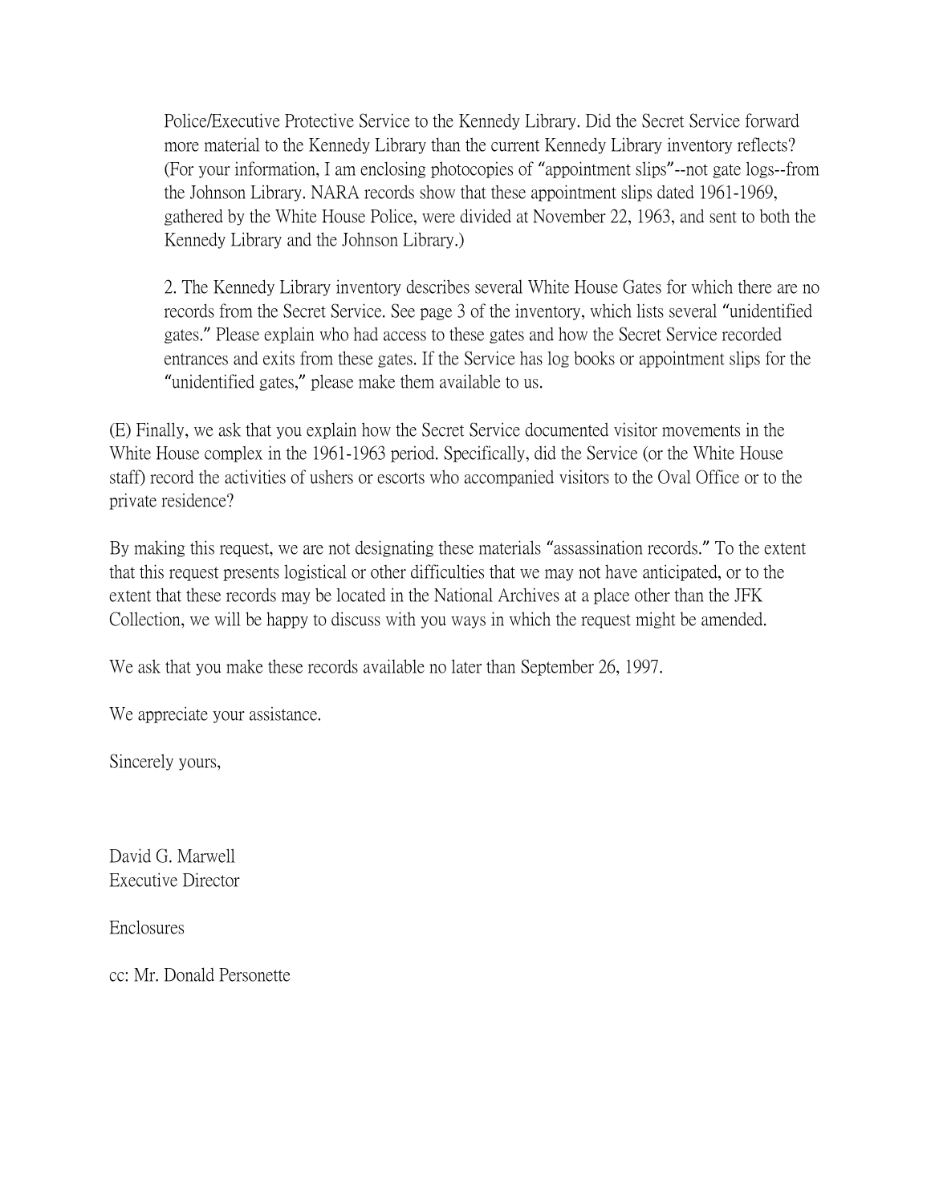Police/Executive Protective Service to the Kennedy Library. Did the Secret Service forward more material to the Kennedy Library than the current Kennedy Library inventory reflects? (For your information, I am enclosing photocopies of "appointment slips"--not gate logs--from the Johnson Library. NARA records show that these appointment slips dated 1961-1969, gathered by the White House Police, were divided at November 22, 1963, and sent to both the Kennedy Library and the Johnson Library.)

2. The Kennedy Library inventory describes several White House Gates for which there are no records from the Secret Service. See page 3 of the inventory, which lists several "unidentified gates." Please explain who had access to these gates and how the Secret Service recorded entrances and exits from these gates. If the Service has log books or appointment slips for the "unidentified gates," please make them available to us.

(E) Finally, we ask that you explain how the Secret Service documented visitor movements in the White House complex in the 1961-1963 period. Specifically, did the Service (or the White House staff) record the activities of ushers or escorts who accompanied visitors to the Oval Office or to the private residence?

By making this request, we are not designating these materials "assassination records." To the extent that this request presents logistical or other difficulties that we may not have anticipated, or to the extent that these records may be located in the National Archives at a place other than the JFK Collection, we will be happy to discuss with you ways in which the request might be amended.

We ask that you make these records available no later than September 26, 1997.

We appreciate your assistance.

Sincerely yours,

David G. Marwell
Executive Director

Enclosures

cc: Mr. Donald Personette